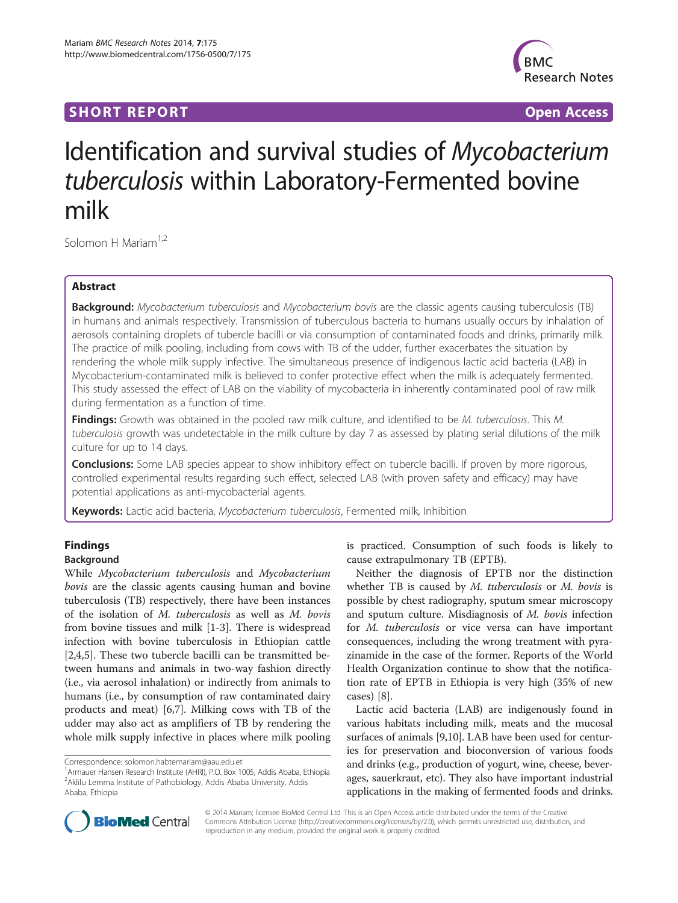**SHORT REPORT** **Open Access**

# Identification and survival studies of *Mycobacterium tuberculosis* within Laboratory-Fermented bovine milk

Solomon H Mariam[1,2]

## Abstract

**Background:** *Mycobacterium tuberculosis* and *Mycobacterium bovis* are the classic agents causing tuberculosis (TB) in humans and animals respectively. Transmission of tuberculous bacteria to humans usually occurs by inhalation of aerosols containing droplets of tubercle bacilli or via consumption of contaminated foods and drinks, primarily milk. The practice of milk pooling, including from cows with TB of the udder, further exacerbates the situation by rendering the whole milk supply infective. The simultaneous presence of indigenous lactic acid bacteria (LAB) in Mycobacterium-contaminated milk is believed to confer protective effect when the milk is adequately fermented. This study assessed the effect of LAB on the viability of mycobacteria in inherently contaminated pool of raw milk during fermentation as a function of time.

**Findings:** Growth was obtained in the pooled raw milk culture, and identified to be *M. tuberculosis*. This *M. tuberculosis* growth was undetectable in the milk culture by day 7 as assessed by plating serial dilutions of the milk culture for up to 14 days.

**Conclusions:** Some LAB species appear to show inhibitory effect on tubercle bacilli. If proven by more rigorous, controlled experimental results regarding such effect, selected LAB (with proven safety and efficacy) may have potential applications as anti-mycobacterial agents.

**Keywords:** Lactic acid bacteria, *Mycobacterium tuberculosis*, Fermented milk, Inhibition

## Findings

### Background

While *Mycobacterium tuberculosis* and *Mycobacterium bovis* are the classic agents causing human and bovine tuberculosis (TB) respectively, there have been instances of the isolation of *M. tuberculosis* as well as *M. bovis* from bovine tissues and milk [1-3]. There is widespread infection with bovine tuberculosis in Ethiopian cattle [2,4,5]. These two tubercle bacilli can be transmitted between humans and animals in two-way fashion directly (i.e., via aerosol inhalation) or indirectly from animals to humans (i.e., by consumption of raw contaminated dairy products and meat) [6,7]. Milking cows with TB of the udder may also act as amplifiers of TB by rendering the whole milk supply infective in places where milk pooling is practiced. Consumption of such foods is likely to cause extrapulmonary TB (EPTB).

Neither the diagnosis of EPTB nor the distinction whether TB is caused by *M. tuberculosis* or *M. bovis* is possible by chest radiography, sputum smear microscopy and sputum culture. Misdiagnosis of *M. bovis* infection for *M. tuberculosis* or vice versa can have important consequences, including the wrong treatment with pyrazinamide in the case of the former. Reports of the World Health Organization continue to show that the notification rate of EPTB in Ethiopia is very high (35% of new cases) [8].

Lactic acid bacteria (LAB) are indigenously found in various habitats including milk, meats and the mucosal surfaces of animals [9,10]. LAB have been used for centuries for preservation and bioconversion of various foods and drinks (e.g., production of yogurt, wine, cheese, beverages, sauerkraut, etc). They also have important industrial applications in the making of fermented foods and drinks.

Correspondence: solomon.habtemariam@aau.edu.et
[1]Armauer Hansen Research Institute (AHRI), P.O. Box 1005, Addis Ababa, Ethiopia
[2]Aklilu Lemma Institute of Pathobiology, Addis Ababa University, Addis Ababa, Ethiopia

© 2014 Mariam; licensee BioMed Central Ltd. This is an Open Access article distributed under the terms of the Creative Commons Attribution License (http://creativecommons.org/licenses/by/2.0), which permits unrestricted use, distribution, and reproduction in any medium, provided the original work is properly credited.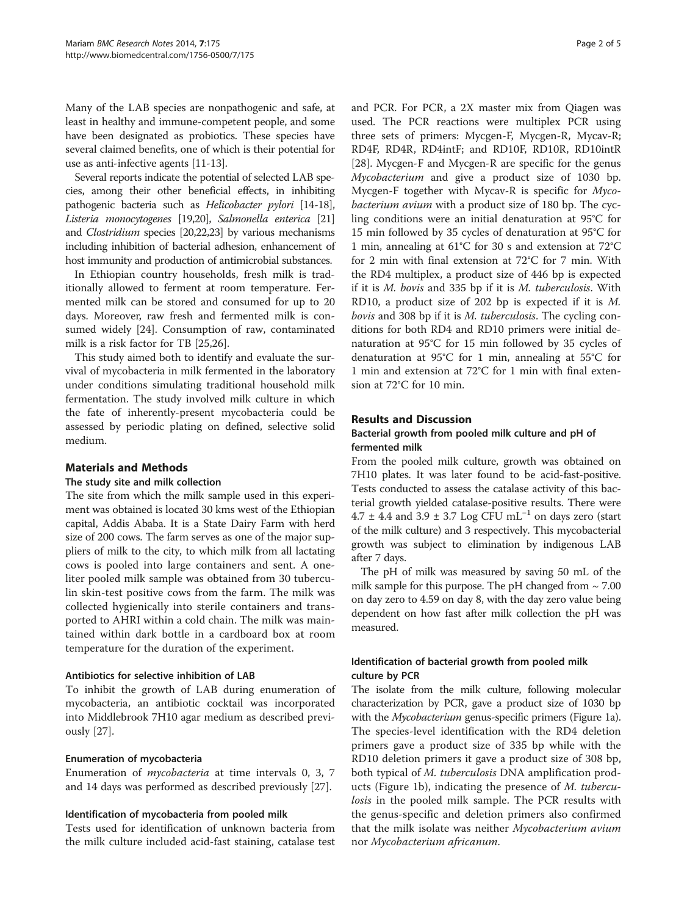Many of the LAB species are nonpathogenic and safe, at least in healthy and immune-competent people, and some have been designated as probiotics. These species have several claimed benefits, one of which is their potential for use as anti-infective agents [11-13].

Several reports indicate the potential of selected LAB species, among their other beneficial effects, in inhibiting pathogenic bacteria such as *Helicobacter pylori* [14-18], *Listeria monocytogenes* [19,20], *Salmonella enterica* [21] and *Clostridium* species [20,22,23] by various mechanisms including inhibition of bacterial adhesion, enhancement of host immunity and production of antimicrobial substances.

In Ethiopian country households, fresh milk is traditionally allowed to ferment at room temperature. Fermented milk can be stored and consumed for up to 20 days. Moreover, raw fresh and fermented milk is consumed widely [24]. Consumption of raw, contaminated milk is a risk factor for TB [25,26].

This study aimed both to identify and evaluate the survival of mycobacteria in milk fermented in the laboratory under conditions simulating traditional household milk fermentation. The study involved milk culture in which the fate of inherently-present mycobacteria could be assessed by periodic plating on defined, selective solid medium.

## Materials and Methods

### The study site and milk collection

The site from which the milk sample used in this experiment was obtained is located 30 kms west of the Ethiopian capital, Addis Ababa. It is a State Dairy Farm with herd size of 200 cows. The farm serves as one of the major suppliers of milk to the city, to which milk from all lactating cows is pooled into large containers and sent. A one-liter pooled milk sample was obtained from 30 tuberculin skin-test positive cows from the farm. The milk was collected hygienically into sterile containers and transported to AHRI within a cold chain. The milk was maintained within dark bottle in a cardboard box at room temperature for the duration of the experiment.

### Antibiotics for selective inhibition of LAB

To inhibit the growth of LAB during enumeration of mycobacteria, an antibiotic cocktail was incorporated into Middlebrook 7H10 agar medium as described previously [27].

### Enumeration of mycobacteria

Enumeration of *mycobacteria* at time intervals 0, 3, 7 and 14 days was performed as described previously [27].

### Identification of mycobacteria from pooled milk

Tests used for identification of unknown bacteria from the milk culture included acid-fast staining, catalase test and PCR. For PCR, a 2X master mix from Qiagen was used. The PCR reactions were multiplex PCR using three sets of primers: Mycgen-F, Mycgen-R, Mycav-R; RD4F, RD4R, RD4intF; and RD10F, RD10R, RD10intR [28]. Mycgen-F and Mycgen-R are specific for the genus *Mycobacterium* and give a product size of 1030 bp. Mycgen-F together with Mycav-R is specific for *Mycobacterium avium* with a product size of 180 bp. The cycling conditions were an initial denaturation at 95°C for 15 min followed by 35 cycles of denaturation at 95°C for 1 min, annealing at 61°C for 30 s and extension at 72°C for 2 min with final extension at 72°C for 7 min. With the RD4 multiplex, a product size of 446 bp is expected if it is *M. bovis* and 335 bp if it is *M. tuberculosis*. With RD10, a product size of 202 bp is expected if it is *M. bovis* and 308 bp if it is *M. tuberculosis*. The cycling conditions for both RD4 and RD10 primers were initial denaturation at 95°C for 15 min followed by 35 cycles of denaturation at 95°C for 1 min, annealing at 55°C for 1 min and extension at 72°C for 1 min with final extension at 72°C for 10 min.

## Results and Discussion

### Bacterial growth from pooled milk culture and pH of fermented milk

From the pooled milk culture, growth was obtained on 7H10 plates. It was later found to be acid-fast-positive. Tests conducted to assess the catalase activity of this bacterial growth yielded catalase-positive results. There were $4.7 \pm 4.4$ and $3.9 \pm 3.7$ Log CFU $mL^{-1}$ on days zero (start of the milk culture) and 3 respectively. This mycobacterial growth was subject to elimination by indigenous LAB after 7 days.

The pH of milk was measured by saving 50 mL of the milk sample for this purpose. The pH changed from ~ 7.00 on day zero to 4.59 on day 8, with the day zero value being dependent on how fast after milk collection the pH was measured.

### Identification of bacterial growth from pooled milk culture by PCR

The isolate from the milk culture, following molecular characterization by PCR, gave a product size of 1030 bp with the *Mycobacterium* genus-specific primers (Figure 1a). The species-level identification with the RD4 deletion primers gave a product size of 335 bp while with the RD10 deletion primers it gave a product size of 308 bp, both typical of *M. tuberculosis* DNA amplification products (Figure 1b), indicating the presence of *M. tuberculosis* in the pooled milk sample. The PCR results with the genus-specific and deletion primers also confirmed that the milk isolate was neither *Mycobacterium avium* nor *Mycobacterium africanum*.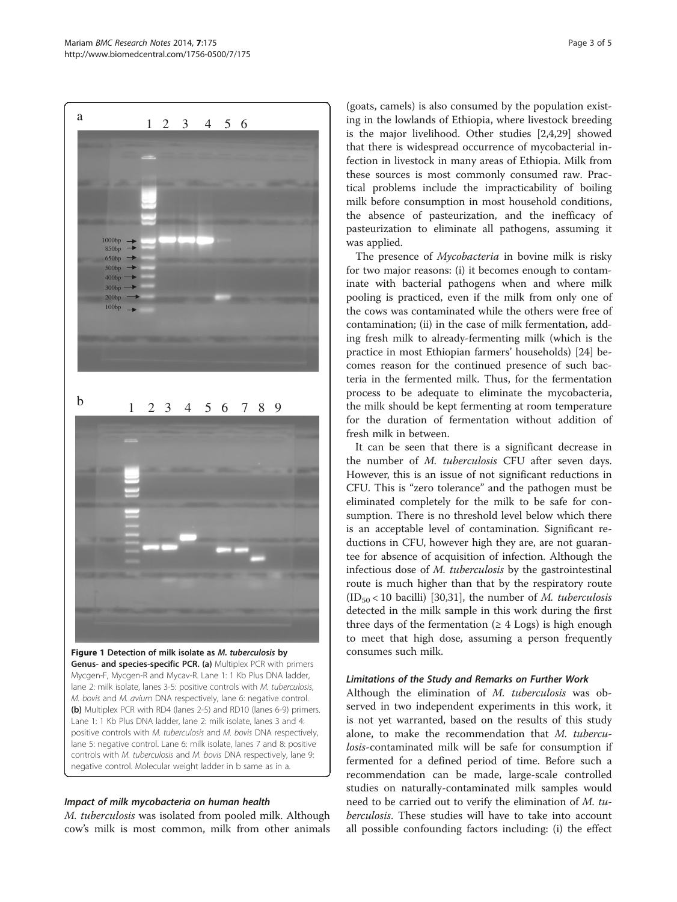Figure 1 Detection of milk isolate as *M. tuberculosis* by Genus- and species-specific PCR. (a) Multiplex PCR with primers Mycgen-F, Mycgen-R and Mycav-R. Lane 1: 1 Kb Plus DNA ladder, lane 2: milk isolate, lanes 3-5: positive controls with *M. tuberculosis*, *M. bovis* and *M. avium* DNA respectively, lane 6: negative control. (b) Multiplex PCR with RD4 (lanes 2-5) and RD10 (lanes 6-9) primers. Lane 1: 1 Kb Plus DNA ladder, lane 2: milk isolate, lanes 3 and 4: positive controls with *M. tuberculosis* and *M. bovis* DNA respectively, lane 5: negative control. Lane 6: milk isolate, lanes 7 and 8: positive controls with *M. tuberculosis* and *M. bovis* DNA respectively, lane 9: negative control. Molecular weight ladder in b same as in a.

### Impact of milk mycobacteria on human health

*M. tuberculosis* was isolated from pooled milk. Although cow's milk is most common, milk from other animals (goats, camels) is also consumed by the population existing in the lowlands of Ethiopia, where livestock breeding is the major livelihood. Other studies [2,4,29] showed that there is widespread occurrence of mycobacterial infection in livestock in many areas of Ethiopia. Milk from these sources is most commonly consumed raw. Practical problems include the impracticability of boiling milk before consumption in most household conditions, the absence of pasteurization, and the inefficacy of pasteurization to eliminate all pathogens, assuming it was applied.

The presence of *Mycobacteria* in bovine milk is risky for two major reasons: (i) it becomes enough to contaminate with bacterial pathogens when and where milk pooling is practiced, even if the milk from only one of the cows was contaminated while the others were free of contamination; (ii) in the case of milk fermentation, adding fresh milk to already-fermenting milk (which is the practice in most Ethiopian farmers' households) [24] becomes reason for the continued presence of such bacteria in the fermented milk. Thus, for the fermentation process to be adequate to eliminate the mycobacteria, the milk should be kept fermenting at room temperature for the duration of fermentation without addition of fresh milk in between.

It can be seen that there is a significant decrease in the number of *M. tuberculosis* CFU after seven days. However, this is an issue of not significant reductions in CFU. This is "zero tolerance" and the pathogen must be eliminated completely for the milk to be safe for consumption. There is no threshold level below which there is an acceptable level of contamination. Significant reductions in CFU, however high they are, are not guarantee for absence of acquisition of infection. Although the infectious dose of *M. tuberculosis* by the gastrointestinal route is much higher than that by the respiratory route ($ID_{50} < 10$ bacilli) [30,31], the number of *M. tuberculosis* detected in the milk sample in this work during the first three days of the fermentation ($\geq$ 4 Logs) is high enough to meet that high dose, assuming a person frequently consumes such milk.

### Limitations of the Study and Remarks on Further Work

Although the elimination of *M. tuberculosis* was observed in two independent experiments in this work, it is not yet warranted, based on the results of this study alone, to make the recommendation that *M. tuberculosis*-contaminated milk will be safe for consumption if fermented for a defined period of time. Before such a recommendation can be made, large-scale controlled studies on naturally-contaminated milk samples would need to be carried out to verify the elimination of *M. tuberculosis*. These studies will have to take into account all possible confounding factors including: (i) the effect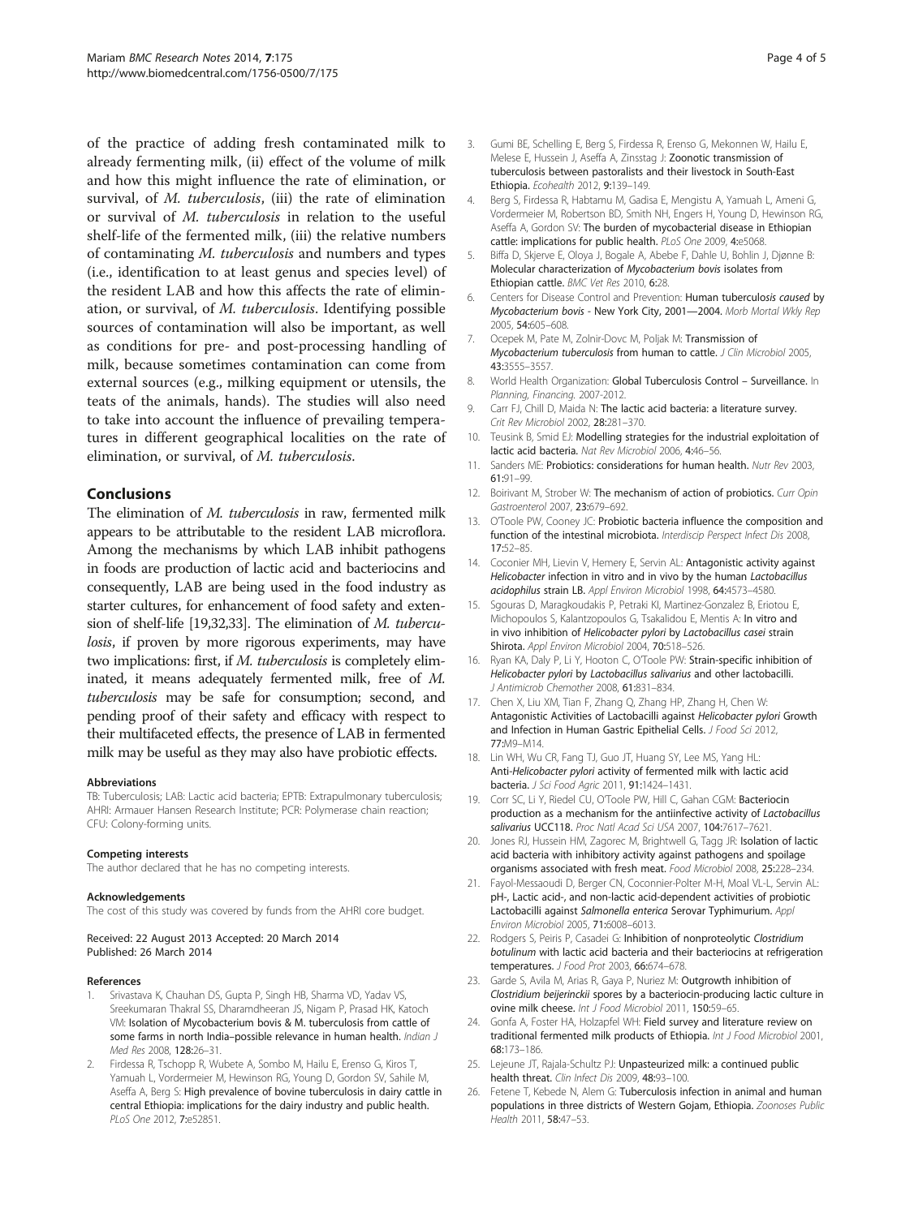of the practice of adding fresh contaminated milk to already fermenting milk, (ii) effect of the volume of milk and how this might influence the rate of elimination, or survival, of *M. tuberculosis*, (iii) the rate of elimination or survival of *M. tuberculosis* in relation to the useful shelf-life of the fermented milk, (iii) the relative numbers of contaminating *M. tuberculosis* and numbers and types (i.e., identification to at least genus and species level) of the resident LAB and how this affects the rate of elimination, or survival, of *M. tuberculosis*. Identifying possible sources of contamination will also be important, as well as conditions for pre- and post-processing handling of milk, because sometimes contamination can come from external sources (e.g., milking equipment or utensils, the teats of the animals, hands). The studies will also need to take into account the influence of prevailing temperatures in different geographical localities on the rate of elimination, or survival, of *M. tuberculosis*.

## Conclusions

The elimination of *M. tuberculosis* in raw, fermented milk appears to be attributable to the resident LAB microflora. Among the mechanisms by which LAB inhibit pathogens in foods are production of lactic acid and bacteriocins and consequently, LAB are being used in the food industry as starter cultures, for enhancement of food safety and extension of shelf-life [19,32,33]. The elimination of *M. tuberculosis*, if proven by more rigorous experiments, may have two implications: first, if *M. tuberculosis* is completely eliminated, it means adequately fermented milk, free of *M. tuberculosis* may be safe for consumption; second, and pending proof of their safety and efficacy with respect to their multifaceted effects, the presence of LAB in fermented milk may be useful as they may also have probiotic effects.

#### Abbreviations

TB: Tuberculosis; LAB: Lactic acid bacteria; EPTB: Extrapulmonary tuberculosis; AHRI: Armauer Hansen Research Institute; PCR: Polymerase chain reaction; CFU: Colony-forming units.

#### Competing interests

The author declared that he has no competing interests.

#### Acknowledgements

The cost of this study was covered by funds from the AHRI core budget.

Received: 22 August 2013 Accepted: 20 March 2014
Published: 26 March 2014

#### References

1. Srivastava K, Chauhan DS, Gupta P, Singh HB, Sharma VD, Yadav VS, Sreekumaran Thakral SS, Dharamdheeran JS, Nigam P, Prasad HK, Katoch VM: **Isolation of Mycobacterium bovis & M. tuberculosis from cattle of some farms in north India–possible relevance in human health.** *Indian J Med Res* 2008, **128:**26–31.
2. Firdessa R, Tschopp R, Wubete A, Sombo M, Hailu E, Erenso G, Kiros T, Yamuah L, Vordermeier M, Hewinson RG, Young D, Gordon SV, Sahile M, Aseffa A, Berg S: **High prevalence of bovine tuberculosis in dairy cattle in central Ethiopia: implications for the dairy industry and public health.** *PLoS One* 2012, **7:**e52851.
3. Gumi BE, Schelling E, Berg S, Firdessa R, Erenso G, Mekonnen W, Hailu E, Melese E, Hussein J, Aseffa A, Zinsstag J: **Zoonotic transmission of tuberculosis between pastoralists and their livestock in South-East Ethiopia.** *Ecohealth* 2012, **9:**139–149.
4. Berg S, Firdessa R, Habtamu M, Gadisa E, Mengistu A, Yamuah L, Ameni G, Vordermeier M, Robertson BD, Smith NH, Engers H, Young D, Hewinson RG, Aseffa A, Gordon SV: **The burden of mycobacterial disease in Ethiopian cattle: implications for public health.** *PLoS One* 2009, **4:**e5068.
5. Biffa D, Skjerve E, Oloya J, Bogale A, Abebe F, Dahle U, Bohlin J, Djønne B: **Molecular characterization of *Mycobacterium bovis* isolates from Ethiopian cattle.** *BMC Vet Res* 2010, **6:**28.
6. Centers for Disease Control and Prevention: **Human tuberculosis *caused* by *Mycobacterium bovis* - New York City, 2001—2004.** *Morb Mortal Wkly Rep* 2005, **54:**605–608.
7. Ocepek M, Pate M, Zolnir-Dovc M, Poljak M: **Transmission of *Mycobacterium tuberculosis* from human to cattle.** *J Clin Microbiol* 2005, **43:**3555–3557.
8. World Health Organization: **Global Tuberculosis Control – Surveillance.** In *Planning, Financing.* 2007-2012.
9. Carr FJ, Chill D, Maida N: **The lactic acid bacteria: a literature survey.** *Crit Rev Microbiol* 2002, **28:**281–370.
10. Teusink B, Smid EJ: **Modelling strategies for the industrial exploitation of lactic acid bacteria.** *Nat Rev Microbiol* 2006, **4:**46–56.
11. Sanders ME: **Probiotics: considerations for human health.** *Nutr Rev* 2003, **61:**91–99.
12. Boirivant M, Strober W: **The mechanism of action of probiotics.** *Curr Opin Gastroenterol* 2007, **23:**679–692.
13. O'Toole PW, Cooney JC: **Probiotic bacteria influence the composition and function of the intestinal microbiota.** *Interdiscip Perspect Infect Dis* 2008, **17:**52–85.
14. Coconier MH, Lievin V, Hemery E, Servin AL: **Antagonistic activity against *Helicobacter* infection in vitro and in vivo by the human *Lactobacillus acidophilus* strain LB.** *Appl Environ Microbiol* 1998, **64:**4573–4580.
15. Sgouras D, Maragkoudakis P, Petraki KI, Martinez-Gonzalez B, Eriotou E, Michopoulos S, Kalantzopoulos G, Tsakalidou E, Mentis A: **In vitro and in vivo inhibition of *Helicobacter pylori* by *Lactobacillus casei* strain Shirota.** *Appl Environ Microbiol* 2004, **70:**518–526.
16. Ryan KA, Daly P, Li Y, Hooton C, O'Toole PW: **Strain-specific inhibition of *Helicobacter pylori* by *Lactobacillus salivarius* and other lactobacilli.** *J Antimicrob Chemother* 2008, **61:**831–834.
17. Chen X, Liu XM, Tian F, Zhang Q, Zhang HP, Zhang H, Chen W: **Antagonistic Activities of Lactobacilli against *Helicobacter pylori* Growth and Infection in Human Gastric Epithelial Cells.** *J Food Sci* 2012, **77:**M9–M14.
18. Lin WH, Wu CR, Fang TJ, Guo JT, Huang SY, Lee MS, Yang HL: **Anti-*Helicobacter pylori* activity of fermented milk with lactic acid bacteria.** *J Sci Food Agric* 2011, **91:**1424–1431.
19. Corr SC, Li Y, Riedel CU, O'Toole PW, Hill C, Gahan CGM: **Bacteriocin production as a mechanism for the antiinfective activity of *Lactobacillus salivarius* UCC118.** *Proc Natl Acad Sci USA* 2007, **104:**7617–7621.
20. Jones RJ, Hussein HM, Zagorec M, Brightwell G, Tagg JR: **Isolation of lactic acid bacteria with inhibitory activity against pathogens and spoilage organisms associated with fresh meat.** *Food Microbiol* 2008, **25:**228–234.
21. Fayol-Messaoudi D, Berger CN, Coconnier-Polter M-H, Moal VL-L, Servin AL: **pH-, Lactic acid-, and non-lactic acid-dependent activities of probiotic Lactobacilli against *Salmonella enterica* Serovar Typhimurium.** *Appl Environ Microbiol* 2005, **71:**6008–6013.
22. Rodgers S, Peiris P, Casadei G: **Inhibition of nonproteolytic *Clostridium botulinum* with lactic acid bacteria and their bacteriocins at refrigeration temperatures.** *J Food Prot* 2003, **66:**674–678.
23. Garde S, Avila M, Arias R, Gaya P, Nuriez M: **Outgrowth inhibition of *Clostridium beijerinckii* spores by a bacteriocin-producing lactic culture in ovine milk cheese.** *Int J Food Microbiol* 2011, **150:**59–65.
24. Gonfa A, Foster HA, Holzapfel WH: **Field survey and literature review on traditional fermented milk products of Ethiopia.** *Int J Food Microbiol* 2001, **68:**173–186.
25. Lejeune JT, Rajala-Schultz PJ: **Unpasteurized milk: a continued public health threat.** *Clin Infect Dis* 2009, **48:**93–100.
26. Fetene T, Kebede N, Alem G: **Tuberculosis infection in animal and human populations in three districts of Western Gojam, Ethiopia.** *Zoonoses Public Health* 2011, **58:**47–53.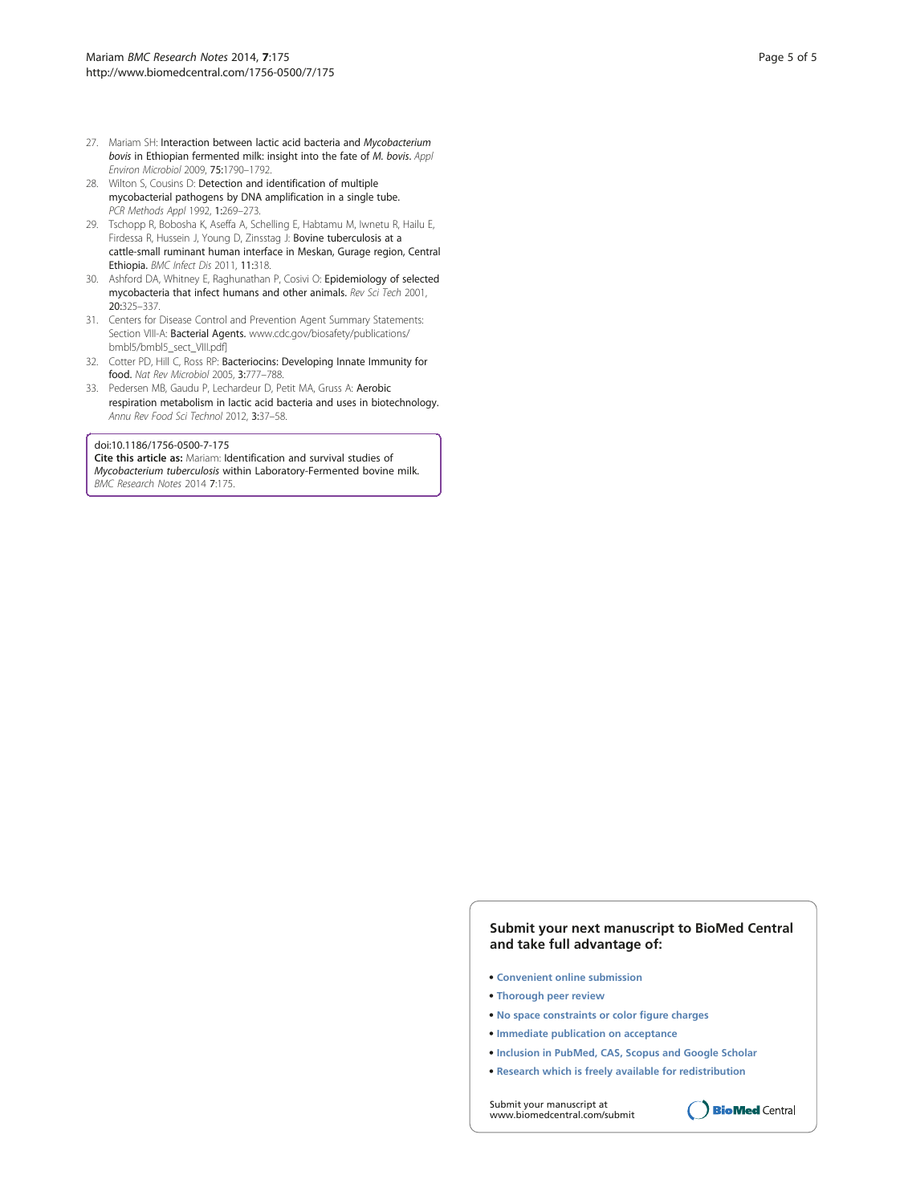27. Mariam SH: Interaction between lactic acid bacteria and *Mycobacterium bovis* in Ethiopian fermented milk: insight into the fate of *M. bovis*. *Appl Environ Microbiol* 2009, **75**:1790–1792.
28. Wilton S, Cousins D: Detection and identification of multiple mycobacterial pathogens by DNA amplification in a single tube. *PCR Methods Appl* 1992, **1**:269–273.
29. Tschopp R, Bobosha K, Aseffa A, Schelling E, Habtamu M, Iwnetu R, Hailu E, Firdessa R, Hussein J, Young D, Zinsstag J: Bovine tuberculosis at a cattle-small ruminant human interface in Meskan, Gurage region, Central Ethiopia. *BMC Infect Dis* 2011, **11**:318.
30. Ashford DA, Whitney E, Raghunathan P, Cosivi O: Epidemiology of selected mycobacteria that infect humans and other animals. *Rev Sci Tech* 2001, **20**:325–337.
31. Centers for Disease Control and Prevention Agent Summary Statements: Section VIII-A: Bacterial Agents. www.cdc.gov/biosafety/publications/bmbl5/bmbl5_sect_VIII.pdf]
32. Cotter PD, Hill C, Ross RP: Bacteriocins: Developing Innate Immunity for food. *Nat Rev Microbiol* 2005, **3**:777–788.
33. Pedersen MB, Gaudu P, Lechardeur D, Petit MA, Gruss A: Aerobic respiration metabolism in lactic acid bacteria and uses in biotechnology. *Annu Rev Food Sci Technol* 2012, **3**:37–58.

doi:10.1186/1756-0500-7-175
**Cite this article as:** Mariam: Identification and survival studies of *Mycobacterium tuberculosis* within Laboratory-Fermented bovine milk. *BMC Research Notes* 2014 **7**:175.

**Submit your next manuscript to BioMed Central and take full advantage of:**

- **Convenient online submission**
- **Thorough peer review**
- **No space constraints or color figure charges**
- **Immediate publication on acceptance**
- **Inclusion in PubMed, CAS, Scopus and Google Scholar**
- **Research which is freely available for redistribution**

Submit your manuscript at
www.biomedcentral.com/submit

BioMed Central